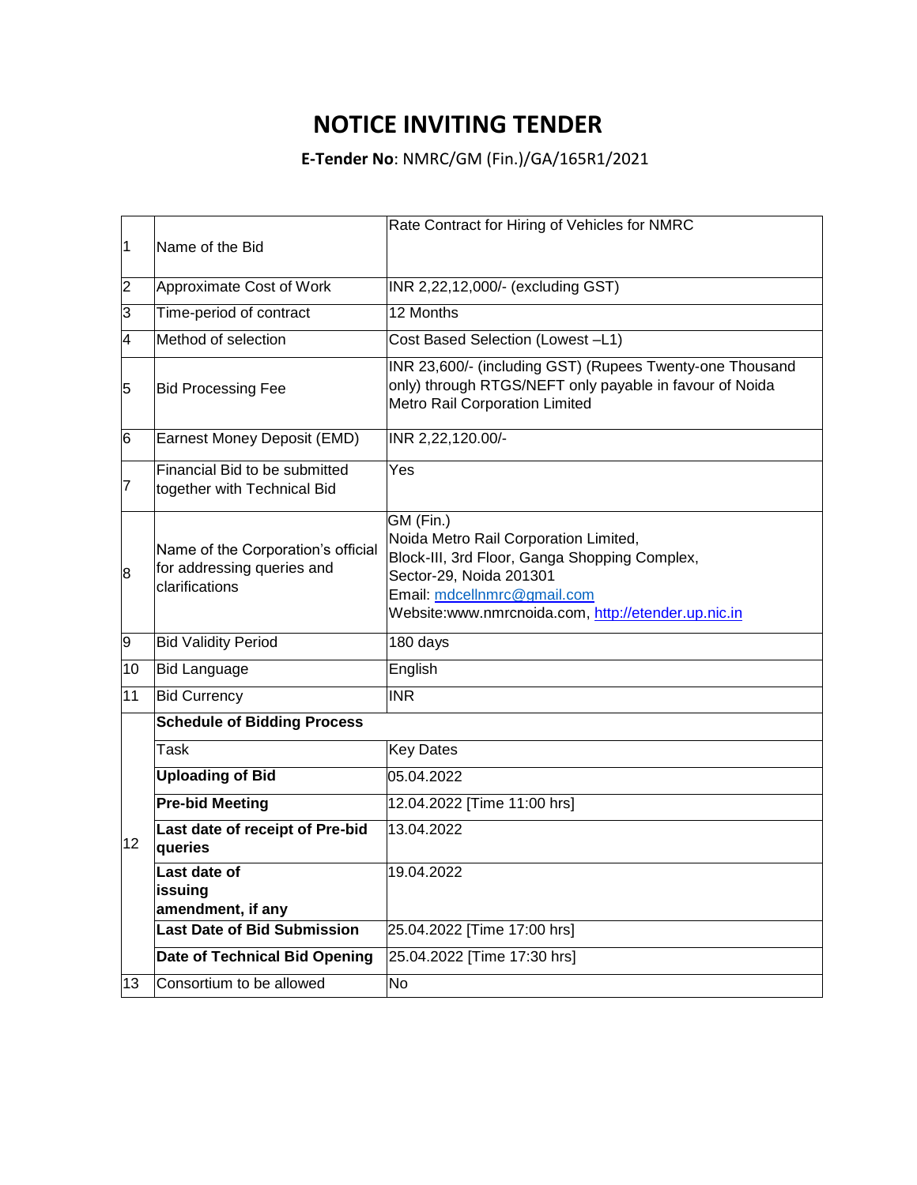# NOTICE INVITING TENDER

**E-Tender No**: NMRC/GM (Fin.)/GA/165R1/2021

| | | |
|---|---|---|
| 1 | Name of the Bid | Rate Contract for Hiring of Vehicles for NMRC |
| 2 | Approximate Cost of Work | INR 2,22,12,000/- (excluding GST) |
| 3 | Time-period of contract | 12 Months |
| 4 | Method of selection | Cost Based Selection (Lowest –L1) |
| 5 | Bid Processing Fee | INR 23,600/- (including GST) (Rupees Twenty-one Thousand only) through RTGS/NEFT only payable in favour of Noida Metro Rail Corporation Limited |
| 6 | Earnest Money Deposit (EMD) | INR 2,22,120.00/- |
| 7 | Financial Bid to be submitted together with Technical Bid | Yes |
| 8 | Name of the Corporation's official for addressing queries and clarifications | GM (Fin.)<br>Noida Metro Rail Corporation Limited,<br>Block-III, 3rd Floor, Ganga Shopping Complex,<br>Sector-29, Noida 201301<br>Email: mdcellnmrc@gmail.com<br>Website:www.nmrcnoida.com, http://etender.up.nic.in |
| 9 | Bid Validity Period | 180 days |
| 10 | Bid Language | English |
| 11 | Bid Currency | INR |
| 12 | **Schedule of Bidding Process** | |
| | Task | Key Dates |
| | **Uploading of Bid** | 05.04.2022 |
| | **Pre-bid Meeting** | 12.04.2022 [Time 11:00 hrs] |
| | **Last date of receipt of Pre-bid queries** | 13.04.2022 |
| | **Last date of issuing amendment, if any** | 19.04.2022 |
| | **Last Date of Bid Submission** | 25.04.2022 [Time 17:00 hrs] |
| | **Date of Technical Bid Opening** | 25.04.2022 [Time 17:30 hrs] |
| 13 | Consortium to be allowed | No |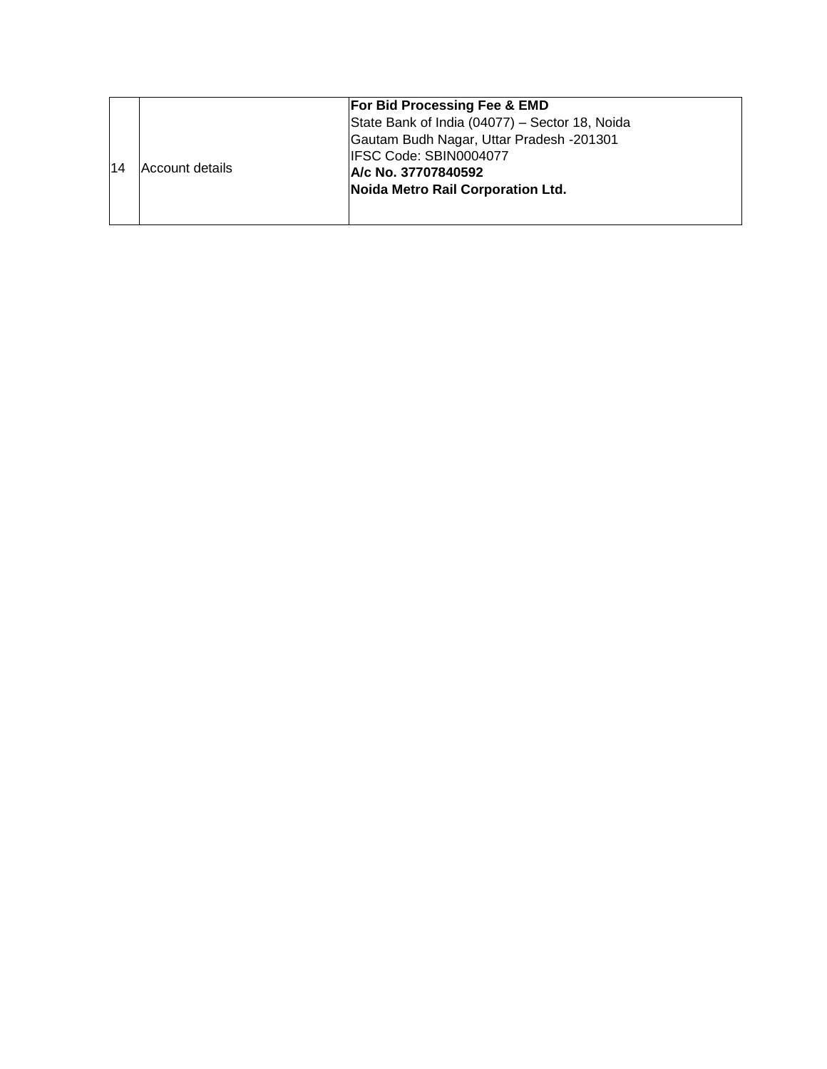| | | |
|---|---|---|
| 14 | Account details | **For Bid Processing Fee & EMD**<br>State Bank of India (04077) – Sector 18, Noida<br>Gautam Budh Nagar, Uttar Pradesh -201301<br>IFSC Code: SBIN0004077<br>**A/c No. 37707840592**<br>**Noida Metro Rail Corporation Ltd.** |